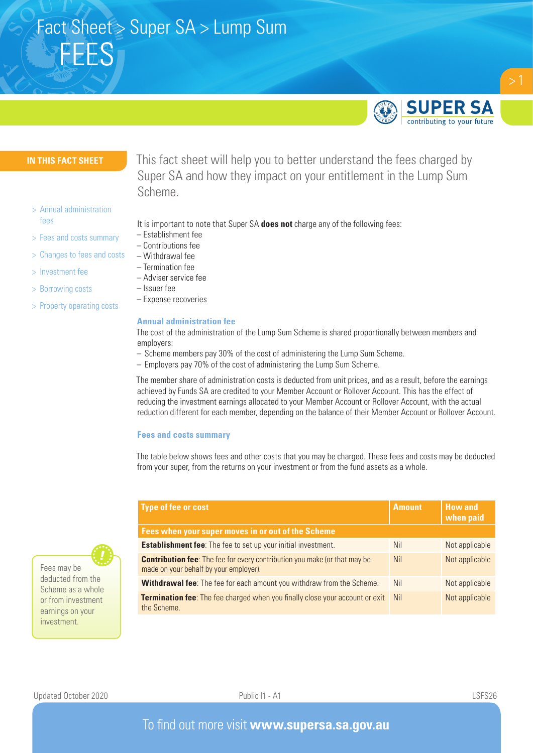# Fact Sheet > Super SA > Lump Sum

# FEES

SUPER SA contributing to your future

**IN THIS FACT SHEET**

- > Annual administration fees
- > Fees and costs summary
- > Changes to fees and costs
- > Investment fee
- > Borrowing costs
- > Property operating costs

This fact sheet will help you to better understand the fees charged by Super SA and how they impact on your entitlement in the Lump Sum Scheme.

It is important to note that Super SA **does not** charge any of the following fees:

- Establishment fee
- Contributions fee
- Withdrawal fee
- Termination fee
- Adviser service fee
- Issuer fee
- Expense recoveries

## Annual administration fee

The cost of the administration of the Lump Sum Scheme is shared proportionally between members and employers:

- Scheme members pay 30% of the cost of administering the Lump Sum Scheme.
- Employers pay 70% of the cost of administering the Lump Sum Scheme.

The member share of administration costs is deducted from unit prices, and as a result, before the earnings achieved by Funds SA are credited to your Member Account or Rollover Account. This has the effect of reducing the investment earnings allocated to your Member Account or Rollover Account, with the actual reduction different for each member, depending on the balance of their Member Account or Rollover Account.

## Fees and costs summary

The table below shows fees and other costs that you may be charged. These fees and costs may be deducted from your super, from the returns on your investment or from the fund assets as a whole.

Fees may be deducted from the Scheme as a whole or from investment earnings on your investment.

| Type of fee or cost | Amount | How and when paid |
|---|---|---|
| **Fees when your super moves in or out of the Scheme** | | |
| **Establishment fee**: The fee to set up your initial investment. | Nil | Not applicable |
| **Contribution fee**: The fee for every contribution you make (or that may be made on your behalf by your employer). | Nil | Not applicable |
| **Withdrawal fee**: The fee for each amount you withdraw from the Scheme. | Nil | Not applicable |
| **Termination fee**: The fee charged when you finally close your account or exit the Scheme. | Nil | Not applicable |

Updated October 2020 | Public I1 - A1 | LSFS26

To find out more visit **www.supersa.sa.gov.au**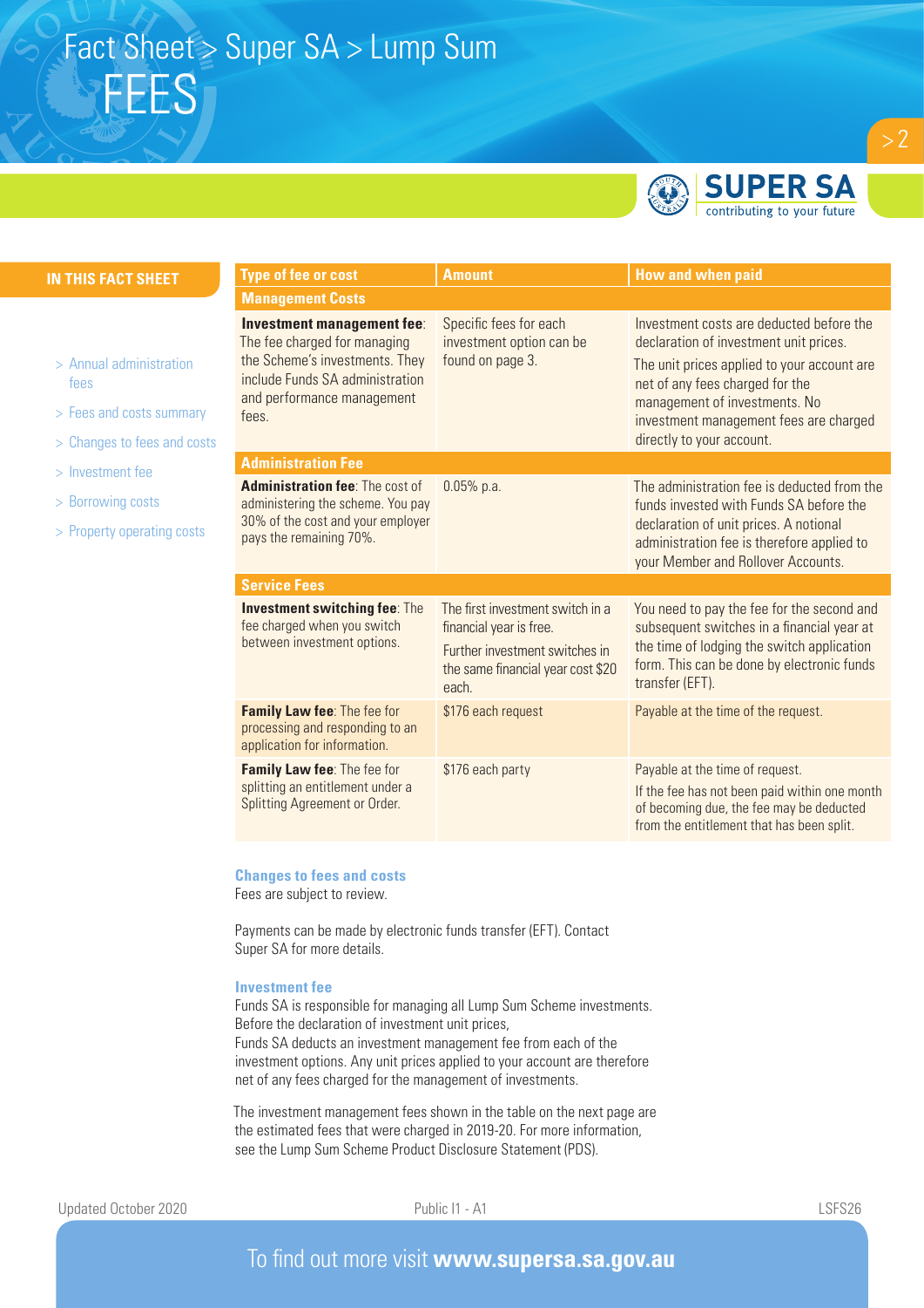# Fact Sheet > Super SA > Lump Sum

# FEES

**IN THIS FACT SHEET**

- Annual administration fees
- Fees and costs summary
- Changes to fees and costs
- Investment fee
- Borrowing costs
- Property operating costs

| Type of fee or cost | Amount | How and when paid |
|---|---|---|
| **Management Costs** | | |
| **Investment management fee**: The fee charged for managing the Scheme's investments. They include Funds SA administration and performance management fees. | Specific fees for each investment option can be found on page 3. | Investment costs are deducted before the declaration of investment unit prices. The unit prices applied to your account are net of any fees charged for the management of investments. No investment management fees are charged directly to your account. |
| **Administration Fee** | | |
| **Administration fee**: The cost of administering the scheme. You pay 30% of the cost and your employer pays the remaining 70%. | 0.05% p.a. | The administration fee is deducted from the funds invested with Funds SA before the declaration of unit prices. A notional administration fee is therefore applied to your Member and Rollover Accounts. |
| **Service Fees** | | |
| **Investment switching fee**: The fee charged when you switch between investment options. | The first investment switch in a financial year is free. Further investment switches in the same financial year cost $20 each. | You need to pay the fee for the second and subsequent switches in a financial year at the time of lodging the switch application form. This can be done by electronic funds transfer (EFT). |
| **Family Law fee**: The fee for processing and responding to an application for information. | $176 each request | Payable at the time of the request. |
| **Family Law fee**: The fee for splitting an entitlement under a Splitting Agreement or Order. | $176 each party | Payable at the time of request. If the fee has not been paid within one month of becoming due, the fee may be deducted from the entitlement that has been split. |

### Changes to fees and costs

Fees are subject to review.

Payments can be made by electronic funds transfer (EFT). Contact Super SA for more details.

### Investment fee

Funds SA is responsible for managing all Lump Sum Scheme investments. Before the declaration of investment unit prices, Funds SA deducts an investment management fee from each of the investment options. Any unit prices applied to your account are therefore net of any fees charged for the management of investments.

The investment management fees shown in the table on the next page are the estimated fees that were charged in 2019-20. For more information, see the Lump Sum Scheme Product Disclosure Statement (PDS).

Updated October 2020 Public I1 - A1 LSFS26

To find out more visit **www.supersa.sa.gov.au**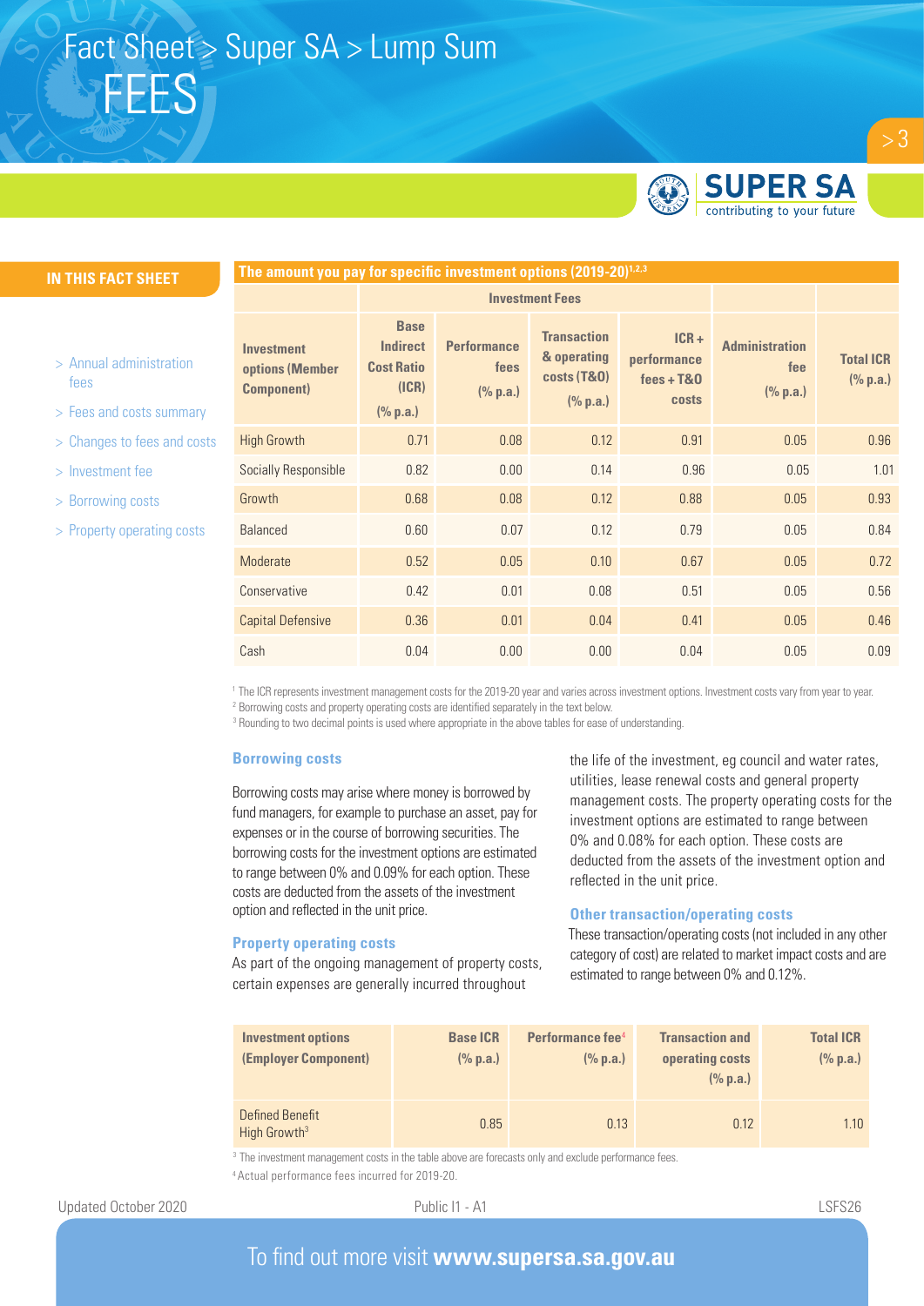# Fact Sheet > Super SA > Lump Sum

# FEES

**IN THIS FACT SHEET**

- Annual administration fees
- Fees and costs summary
- Changes to fees and costs
- Investment fee
- Borrowing costs
- Property operating costs

**The amount you pay for specific investment options (2019-20)[1,2,3]**

| | Investment Fees | | | | | |
|---|---|---|---|---|---|---|
| Investment options (Member Component) | Base Indirect Cost Ratio (ICR) (% p.a.) | Performance fees (% p.a.) | Transaction & operating costs (T&O) (% p.a.) | ICR + performance fees + T&O costs | Administration fee (% p.a.) | Total ICR (% p.a.) |
| High Growth | 0.71 | 0.08 | 0.12 | 0.91 | 0.05 | 0.96 |
| Socially Responsible | 0.82 | 0.00 | 0.14 | 0.96 | 0.05 | 1.01 |
| Growth | 0.68 | 0.08 | 0.12 | 0.88 | 0.05 | 0.93 |
| Balanced | 0.60 | 0.07 | 0.12 | 0.79 | 0.05 | 0.84 |
| Moderate | 0.52 | 0.05 | 0.10 | 0.67 | 0.05 | 0.72 |
| Conservative | 0.42 | 0.01 | 0.08 | 0.51 | 0.05 | 0.56 |
| Capital Defensive | 0.36 | 0.01 | 0.04 | 0.41 | 0.05 | 0.46 |
| Cash | 0.04 | 0.00 | 0.00 | 0.04 | 0.05 | 0.09 |

[1] The ICR represents investment management costs for the 2019-20 year and varies across investment options. Investment costs vary from year to year.
[2] Borrowing costs and property operating costs are identified separately in the text below.
[3] Rounding to two decimal points is used where appropriate in the above tables for ease of understanding.

### Borrowing costs

Borrowing costs may arise where money is borrowed by fund managers, for example to purchase an asset, pay for expenses or in the course of borrowing securities. The borrowing costs for the investment options are estimated to range between 0% and 0.09% for each option. These costs are deducted from the assets of the investment option and reflected in the unit price.

### Property operating costs

As part of the ongoing management of property costs, certain expenses are generally incurred throughout the life of the investment, eg council and water rates, utilities, lease renewal costs and general property management costs. The property operating costs for the investment options are estimated to range between 0% and 0.08% for each option. These costs are deducted from the assets of the investment option and reflected in the unit price.

### Other transaction/operating costs

These transaction/operating costs (not included in any other category of cost) are related to market impact costs and are estimated to range between 0% and 0.12%.

| Investment options (Employer Component) | Base ICR (% p.a.) | Performance fee[4] (% p.a.) | Transaction and operating costs (% p.a.) | Total ICR (% p.a.) |
|---|---|---|---|---|
| Defined Benefit High Growth[3] | 0.85 | 0.13 | 0.12 | 1.10 |

[3] The investment management costs in the table above are forecasts only and exclude performance fees.
[4] Actual performance fees incurred for 2019-20.

Updated October 2020 | Public I1 - A1 | LSFS26

To find out more visit **www.supersa.sa.gov.au**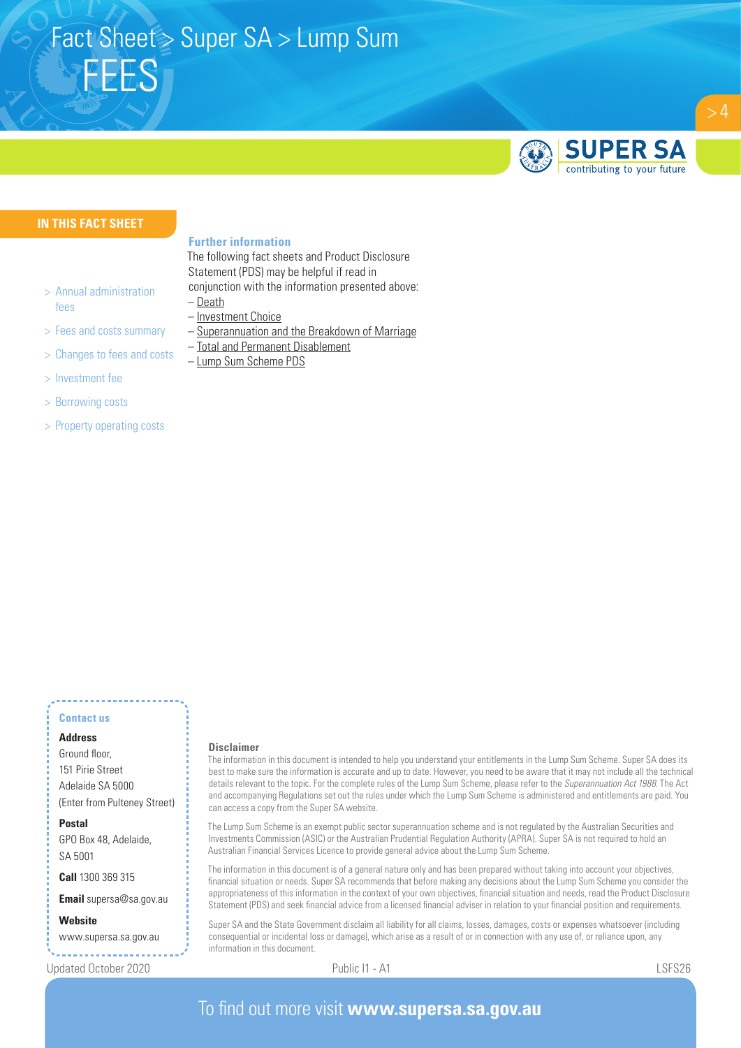# Fact Sheet > Super SA > Lump Sum FEES

**IN THIS FACT SHEET**

- > Annual administration fees
- > Fees and costs summary
- > Changes to fees and costs
- > Investment fee
- > Borrowing costs
- > Property operating costs

### Further information

The following fact sheets and Product Disclosure Statement (PDS) may be helpful if read in conjunction with the information presented above:

- Death
- Investment Choice
- Superannuation and the Breakdown of Marriage
- Total and Permanent Disablement
- Lump Sum Scheme PDS

### Contact us

**Address**
Ground floor,
151 Pirie Street
Adelaide SA 5000
(Enter from Pulteney Street)

**Postal**
GPO Box 48, Adelaide,
SA 5001

**Call** 1300 369 315

**Email** supersa@sa.gov.au

**Website**
www.supersa.sa.gov.au

### Disclaimer

The information in this document is intended to help you understand your entitlements in the Lump Sum Scheme. Super SA does its best to make sure the information is accurate and up to date. However, you need to be aware that it may not include all the technical details relevant to the topic. For the complete rules of the Lump Sum Scheme, please refer to the *Superannuation Act 1988*. The Act and accompanying Regulations set out the rules under which the Lump Sum Scheme is administered and entitlements are paid. You can access a copy from the Super SA website.

The Lump Sum Scheme is an exempt public sector superannuation scheme and is not regulated by the Australian Securities and Investments Commission (ASIC) or the Australian Prudential Regulation Authority (APRA). Super SA is not required to hold an Australian Financial Services Licence to provide general advice about the Lump Sum Scheme.

The information in this document is of a general nature only and has been prepared without taking into account your objectives, financial situation or needs. Super SA recommends that before making any decisions about the Lump Sum Scheme you consider the appropriateness of this information in the context of your own objectives, financial situation and needs, read the Product Disclosure Statement (PDS) and seek financial advice from a licensed financial adviser in relation to your financial position and requirements.

Super SA and the State Government disclaim all liability for all claims, losses, damages, costs or expenses whatsoever (including consequential or incidental loss or damage), which arise as a result of or in connection with any use of, or reliance upon, any information in this document.

Updated October 2020 | Public I1 - A1 | LSFS26

To find out more visit **www.supersa.sa.gov.au**